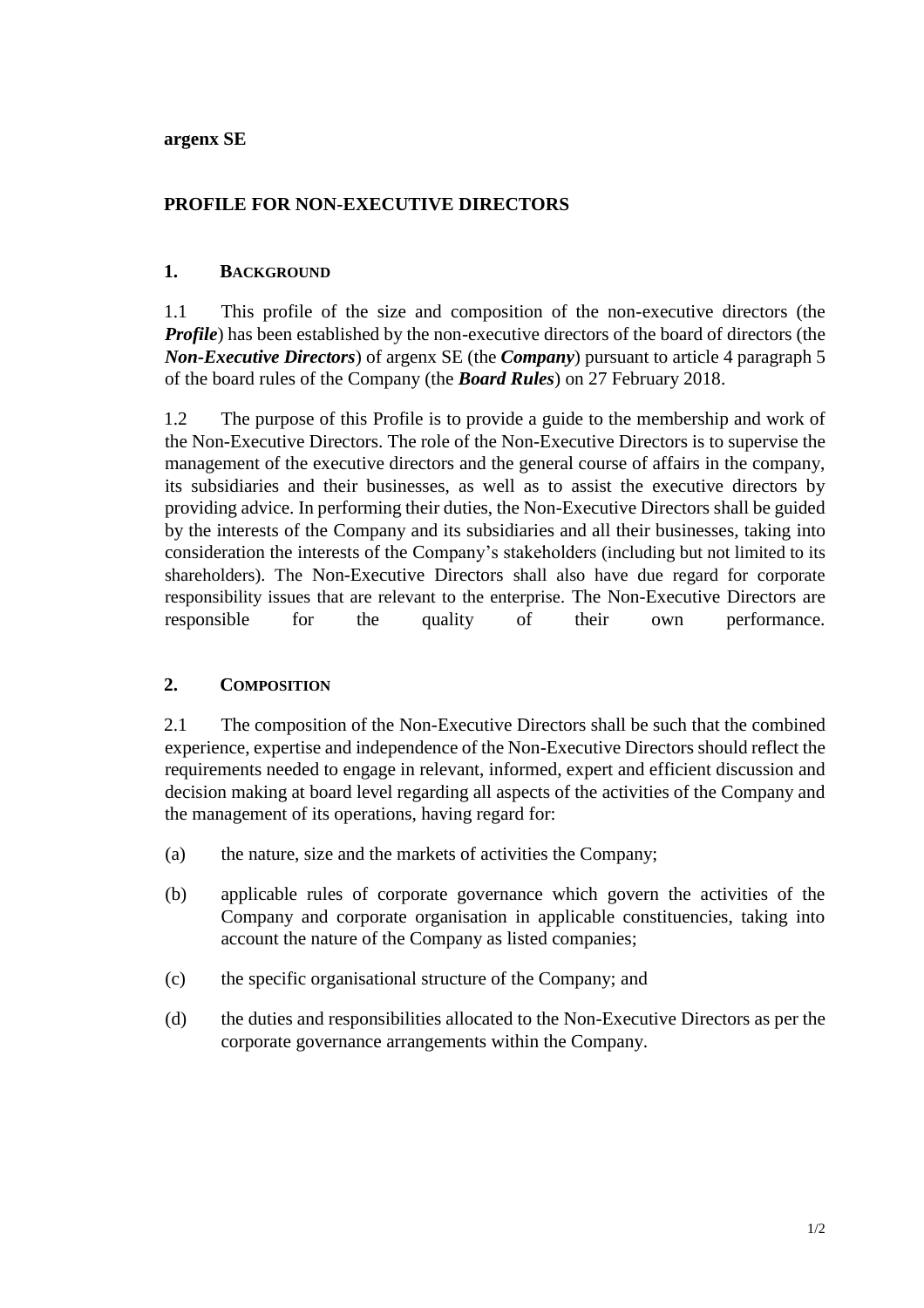**argenx SE**

# PROFILE FOR NON-EXECUTIVE DIRECTORS

## 1. BACKGROUND

1.1 This profile of the size and composition of the non-executive directors (the ***Profile***) has been established by the non-executive directors of the board of directors (the ***Non-Executive Directors***) of argenx SE (the ***Company***) pursuant to article 4 paragraph 5 of the board rules of the Company (the ***Board Rules***) on 27 February 2018.

1.2 The purpose of this Profile is to provide a guide to the membership and work of the Non-Executive Directors. The role of the Non-Executive Directors is to supervise the management of the executive directors and the general course of affairs in the company, its subsidiaries and their businesses, as well as to assist the executive directors by providing advice. In performing their duties, the Non-Executive Directors shall be guided by the interests of the Company and its subsidiaries and all their businesses, taking into consideration the interests of the Company's stakeholders (including but not limited to its shareholders). The Non-Executive Directors shall also have due regard for corporate responsibility issues that are relevant to the enterprise. The Non-Executive Directors are responsible for the quality of their own performance.

## 2. COMPOSITION

2.1 The composition of the Non-Executive Directors shall be such that the combined experience, expertise and independence of the Non-Executive Directors should reflect the requirements needed to engage in relevant, informed, expert and efficient discussion and decision making at board level regarding all aspects of the activities of the Company and the management of its operations, having regard for:

(a) the nature, size and the markets of activities the Company;

(b) applicable rules of corporate governance which govern the activities of the Company and corporate organisation in applicable constituencies, taking into account the nature of the Company as listed companies;

(c) the specific organisational structure of the Company; and

(d) the duties and responsibilities allocated to the Non-Executive Directors as per the corporate governance arrangements within the Company.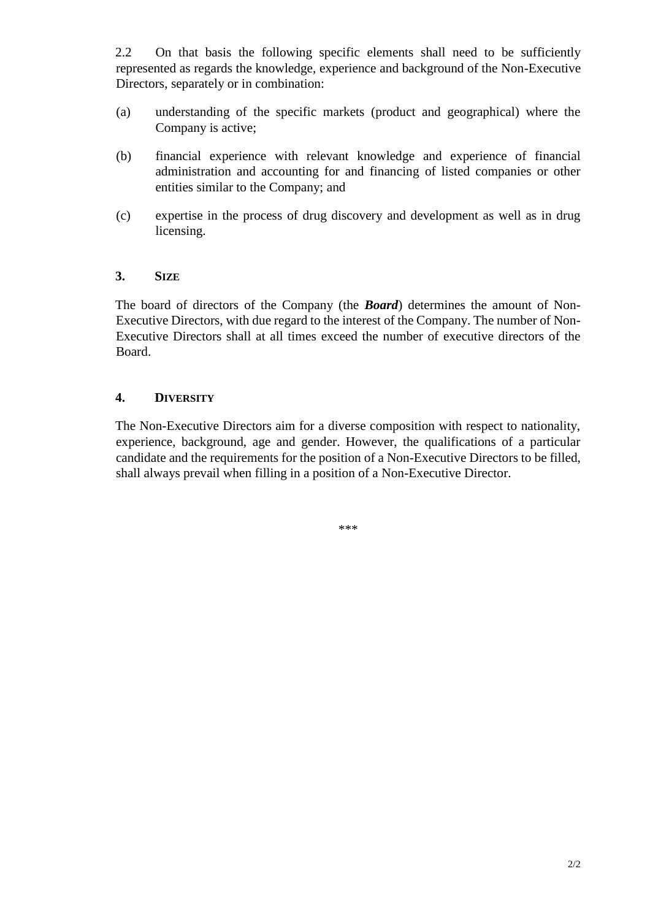2.2 On that basis the following specific elements shall need to be sufficiently represented as regards the knowledge, experience and background of the Non-Executive Directors, separately or in combination:

(a) understanding of the specific markets (product and geographical) where the Company is active;

(b) financial experience with relevant knowledge and experience of financial administration and accounting for and financing of listed companies or other entities similar to the Company; and

(c) expertise in the process of drug discovery and development as well as in drug licensing.

## 3. Size

The board of directors of the Company (the ***Board***) determines the amount of Non-Executive Directors, with due regard to the interest of the Company. The number of Non-Executive Directors shall at all times exceed the number of executive directors of the Board.

## 4. Diversity

The Non-Executive Directors aim for a diverse composition with respect to nationality, experience, background, age and gender. However, the qualifications of a particular candidate and the requirements for the position of a Non-Executive Directors to be filled, shall always prevail when filling in a position of a Non-Executive Director.

***